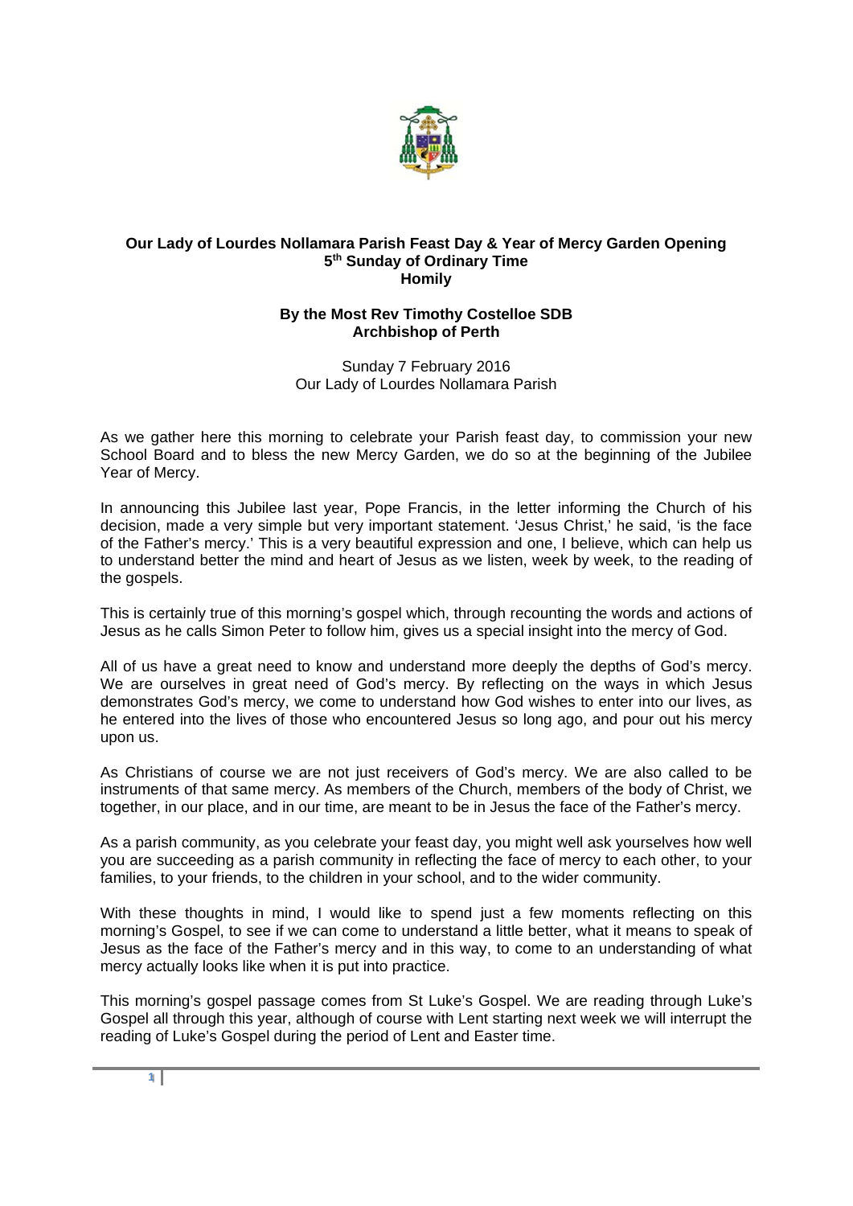**Our Lady of Lourdes Nollamara Parish Feast Day & Year of Mercy Garden Opening**
**5th Sunday of Ordinary Time**
**Homily**

**By the Most Rev Timothy Costelloe SDB**
**Archbishop of Perth**

Sunday 7 February 2016
Our Lady of Lourdes Nollamara Parish

As we gather here this morning to celebrate your Parish feast day, to commission your new School Board and to bless the new Mercy Garden, we do so at the beginning of the Jubilee Year of Mercy.

In announcing this Jubilee last year, Pope Francis, in the letter informing the Church of his decision, made a very simple but very important statement. 'Jesus Christ,' he said, 'is the face of the Father's mercy.' This is a very beautiful expression and one, I believe, which can help us to understand better the mind and heart of Jesus as we listen, week by week, to the reading of the gospels.

This is certainly true of this morning's gospel which, through recounting the words and actions of Jesus as he calls Simon Peter to follow him, gives us a special insight into the mercy of God.

All of us have a great need to know and understand more deeply the depths of God's mercy. We are ourselves in great need of God's mercy. By reflecting on the ways in which Jesus demonstrates God's mercy, we come to understand how God wishes to enter into our lives, as he entered into the lives of those who encountered Jesus so long ago, and pour out his mercy upon us.

As Christians of course we are not just receivers of God's mercy. We are also called to be instruments of that same mercy. As members of the Church, members of the body of Christ, we together, in our place, and in our time, are meant to be in Jesus the face of the Father's mercy.

As a parish community, as you celebrate your feast day, you might well ask yourselves how well you are succeeding as a parish community in reflecting the face of mercy to each other, to your families, to your friends, to the children in your school, and to the wider community.

With these thoughts in mind, I would like to spend just a few moments reflecting on this morning's Gospel, to see if we can come to understand a little better, what it means to speak of Jesus as the face of the Father's mercy and in this way, to come to an understanding of what mercy actually looks like when it is put into practice.

This morning's gospel passage comes from St Luke's Gospel. We are reading through Luke's Gospel all through this year, although of course with Lent starting next week we will interrupt the reading of Luke's Gospel during the period of Lent and Easter time.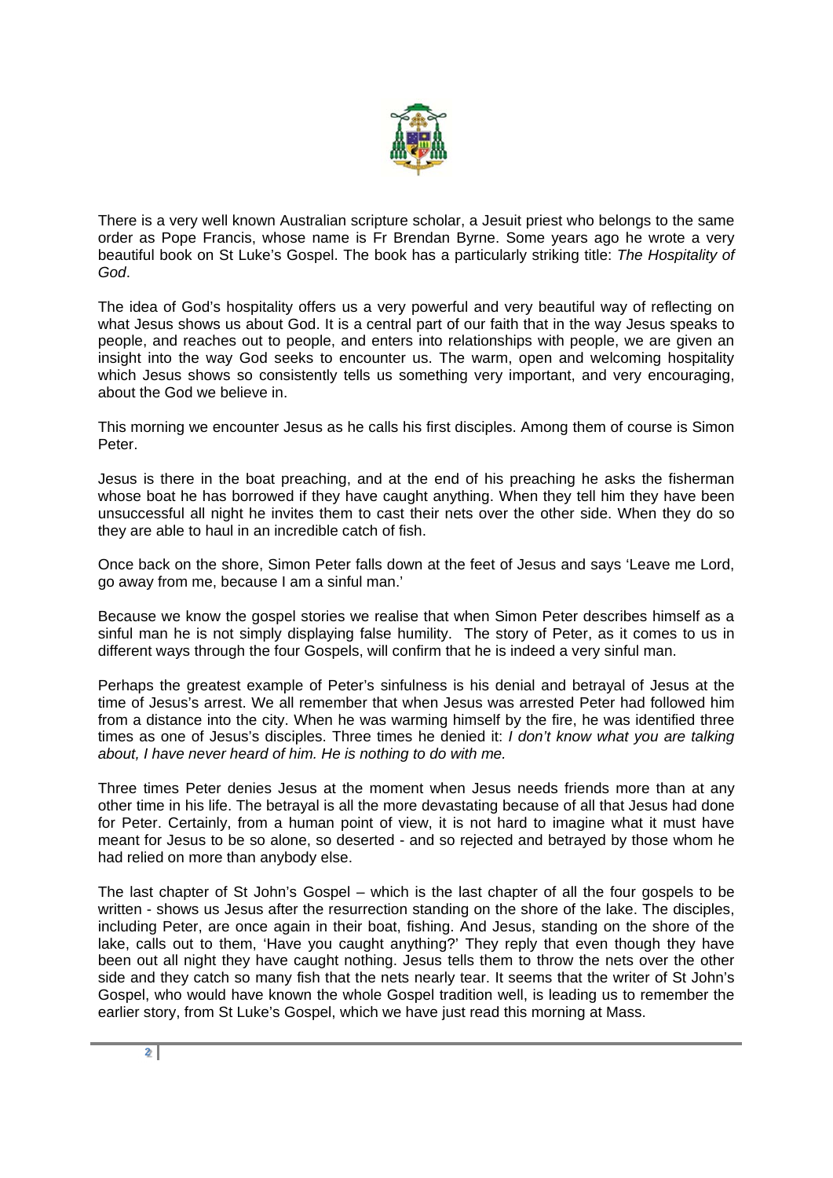There is a very well known Australian scripture scholar, a Jesuit priest who belongs to the same order as Pope Francis, whose name is Fr Brendan Byrne. Some years ago he wrote a very beautiful book on St Luke's Gospel. The book has a particularly striking title: *The Hospitality of God*.

The idea of God's hospitality offers us a very powerful and very beautiful way of reflecting on what Jesus shows us about God. It is a central part of our faith that in the way Jesus speaks to people, and reaches out to people, and enters into relationships with people, we are given an insight into the way God seeks to encounter us. The warm, open and welcoming hospitality which Jesus shows so consistently tells us something very important, and very encouraging, about the God we believe in.

This morning we encounter Jesus as he calls his first disciples. Among them of course is Simon Peter.

Jesus is there in the boat preaching, and at the end of his preaching he asks the fisherman whose boat he has borrowed if they have caught anything. When they tell him they have been unsuccessful all night he invites them to cast their nets over the other side. When they do so they are able to haul in an incredible catch of fish.

Once back on the shore, Simon Peter falls down at the feet of Jesus and says 'Leave me Lord, go away from me, because I am a sinful man.'

Because we know the gospel stories we realise that when Simon Peter describes himself as a sinful man he is not simply displaying false humility. The story of Peter, as it comes to us in different ways through the four Gospels, will confirm that he is indeed a very sinful man.

Perhaps the greatest example of Peter's sinfulness is his denial and betrayal of Jesus at the time of Jesus's arrest. We all remember that when Jesus was arrested Peter had followed him from a distance into the city. When he was warming himself by the fire, he was identified three times as one of Jesus's disciples. Three times he denied it: *I don't know what you are talking about, I have never heard of him. He is nothing to do with me.*

Three times Peter denies Jesus at the moment when Jesus needs friends more than at any other time in his life. The betrayal is all the more devastating because of all that Jesus had done for Peter. Certainly, from a human point of view, it is not hard to imagine what it must have meant for Jesus to be so alone, so deserted - and so rejected and betrayed by those whom he had relied on more than anybody else.

The last chapter of St John's Gospel – which is the last chapter of all the four gospels to be written - shows us Jesus after the resurrection standing on the shore of the lake. The disciples, including Peter, are once again in their boat, fishing. And Jesus, standing on the shore of the lake, calls out to them, 'Have you caught anything?' They reply that even though they have been out all night they have caught nothing. Jesus tells them to throw the nets over the other side and they catch so many fish that the nets nearly tear. It seems that the writer of St John's Gospel, who would have known the whole Gospel tradition well, is leading us to remember the earlier story, from St Luke's Gospel, which we have just read this morning at Mass.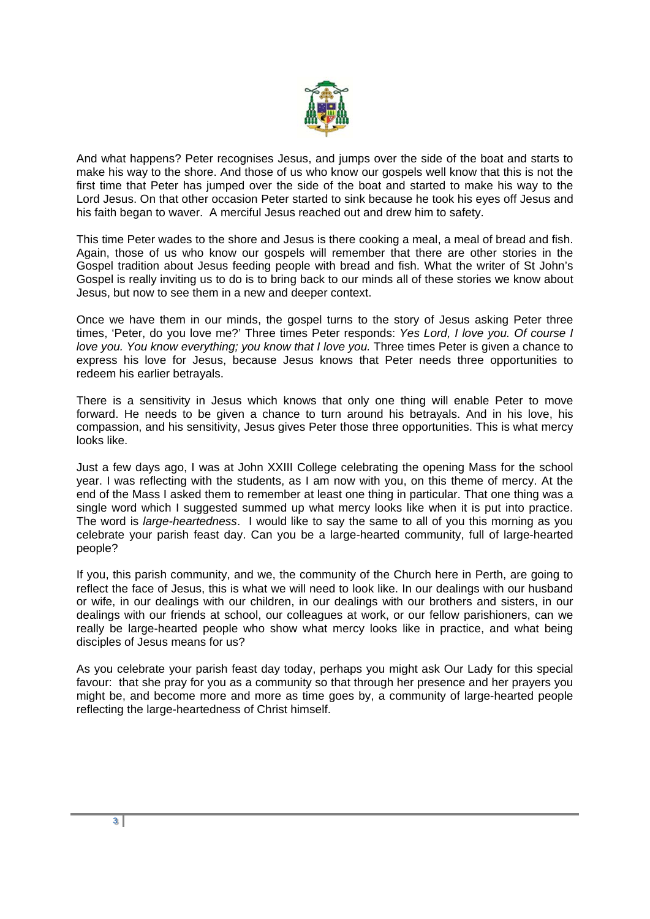And what happens? Peter recognises Jesus, and jumps over the side of the boat and starts to make his way to the shore. And those of us who know our gospels well know that this is not the first time that Peter has jumped over the side of the boat and started to make his way to the Lord Jesus. On that other occasion Peter started to sink because he took his eyes off Jesus and his faith began to waver. A merciful Jesus reached out and drew him to safety.

This time Peter wades to the shore and Jesus is there cooking a meal, a meal of bread and fish. Again, those of us who know our gospels will remember that there are other stories in the Gospel tradition about Jesus feeding people with bread and fish. What the writer of St John's Gospel is really inviting us to do is to bring back to our minds all of these stories we know about Jesus, but now to see them in a new and deeper context.

Once we have them in our minds, the gospel turns to the story of Jesus asking Peter three times, 'Peter, do you love me?' Three times Peter responds: *Yes Lord, I love you. Of course I love you. You know everything; you know that I love you.* Three times Peter is given a chance to express his love for Jesus, because Jesus knows that Peter needs three opportunities to redeem his earlier betrayals.

There is a sensitivity in Jesus which knows that only one thing will enable Peter to move forward. He needs to be given a chance to turn around his betrayals. And in his love, his compassion, and his sensitivity, Jesus gives Peter those three opportunities. This is what mercy looks like.

Just a few days ago, I was at John XXIII College celebrating the opening Mass for the school year. I was reflecting with the students, as I am now with you, on this theme of mercy. At the end of the Mass I asked them to remember at least one thing in particular. That one thing was a single word which I suggested summed up what mercy looks like when it is put into practice. The word is *large-heartedness*. I would like to say the same to all of you this morning as you celebrate your parish feast day. Can you be a large-hearted community, full of large-hearted people?

If you, this parish community, and we, the community of the Church here in Perth, are going to reflect the face of Jesus, this is what we will need to look like. In our dealings with our husband or wife, in our dealings with our children, in our dealings with our brothers and sisters, in our dealings with our friends at school, our colleagues at work, or our fellow parishioners, can we really be large-hearted people who show what mercy looks like in practice, and what being disciples of Jesus means for us?

As you celebrate your parish feast day today, perhaps you might ask Our Lady for this special favour: that she pray for you as a community so that through her presence and her prayers you might be, and become more and more as time goes by, a community of large-hearted people reflecting the large-heartedness of Christ himself.